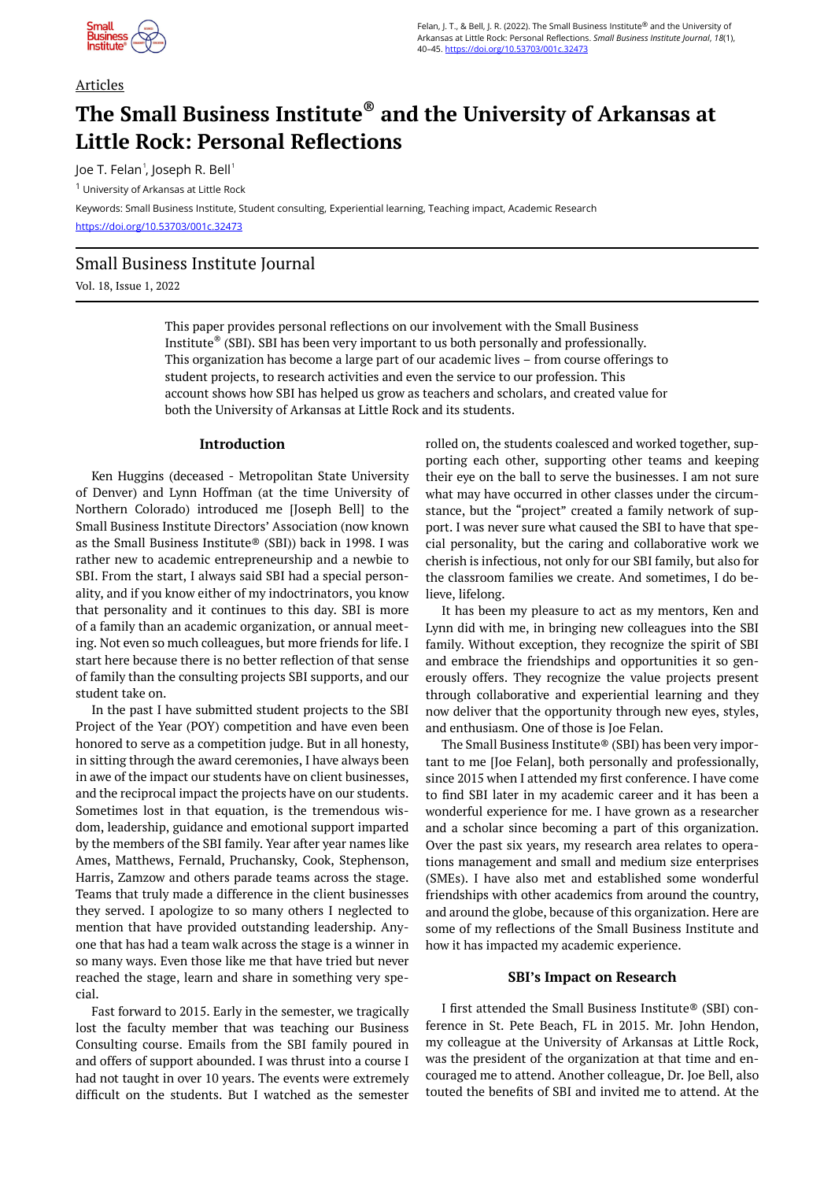Articles

# The Small Business Institute® and the University of Arkansas at Little Rock: Personal Reflections

Joe T. Felan[1], Joseph R. Bell[1]

[1] University of Arkansas at Little Rock

Keywords: Small Business Institute, Student consulting, Experiential learning, Teaching impact, Academic Research

https://doi.org/10.53703/001c.32473

## Small Business Institute Journal

Vol. 18, Issue 1, 2022

This paper provides personal reflections on our involvement with the Small Business Institute® (SBI). SBI has been very important to us both personally and professionally. This organization has become a large part of our academic lives – from course offerings to student projects, to research activities and even the service to our profession. This account shows how SBI has helped us grow as teachers and scholars, and created value for both the University of Arkansas at Little Rock and its students.

### Introduction

Ken Huggins (deceased - Metropolitan State University of Denver) and Lynn Hoffman (at the time University of Northern Colorado) introduced me [Joseph Bell] to the Small Business Institute Directors' Association (now known as the Small Business Institute® (SBI)) back in 1998. I was rather new to academic entrepreneurship and a newbie to SBI. From the start, I always said SBI had a special personality, and if you know either of my indoctrinators, you know that personality and it continues to this day. SBI is more of a family than an academic organization, or annual meeting. Not even so much colleagues, but more friends for life. I start here because there is no better reflection of that sense of family than the consulting projects SBI supports, and our student take on.

In the past I have submitted student projects to the SBI Project of the Year (POY) competition and have even been honored to serve as a competition judge. But in all honesty, in sitting through the award ceremonies, I have always been in awe of the impact our students have on client businesses, and the reciprocal impact the projects have on our students. Sometimes lost in that equation, is the tremendous wisdom, leadership, guidance and emotional support imparted by the members of the SBI family. Year after year names like Ames, Matthews, Fernald, Pruchansky, Cook, Stephenson, Harris, Zamzow and others parade teams across the stage. Teams that truly made a difference in the client businesses they served. I apologize to so many others I neglected to mention that have provided outstanding leadership. Anyone that has had a team walk across the stage is a winner in so many ways. Even those like me that have tried but never reached the stage, learn and share in something very special.

Fast forward to 2015. Early in the semester, we tragically lost the faculty member that was teaching our Business Consulting course. Emails from the SBI family poured in and offers of support abounded. I was thrust into a course I had not taught in over 10 years. The events were extremely difficult on the students. But I watched as the semester rolled on, the students coalesced and worked together, supporting each other, supporting other teams and keeping their eye on the ball to serve the businesses. I am not sure what may have occurred in other classes under the circumstance, but the "project" created a family network of support. I was never sure what caused the SBI to have that special personality, but the caring and collaborative work we cherish is infectious, not only for our SBI family, but also for the classroom families we create. And sometimes, I do believe, lifelong.

It has been my pleasure to act as my mentors, Ken and Lynn did with me, in bringing new colleagues into the SBI family. Without exception, they recognize the spirit of SBI and embrace the friendships and opportunities it so generously offers. They recognize the value projects present through collaborative and experiential learning and they now deliver that the opportunity through new eyes, styles, and enthusiasm. One of those is Joe Felan.

The Small Business Institute® (SBI) has been very important to me [Joe Felan], both personally and professionally, since 2015 when I attended my first conference. I have come to find SBI later in my academic career and it has been a wonderful experience for me. I have grown as a researcher and a scholar since becoming a part of this organization. Over the past six years, my research area relates to operations management and small and medium size enterprises (SMEs). I have also met and established some wonderful friendships with other academics from around the country, and around the globe, because of this organization. Here are some of my reflections of the Small Business Institute and how it has impacted my academic experience.

### SBI's Impact on Research

I first attended the Small Business Institute® (SBI) conference in St. Pete Beach, FL in 2015. Mr. John Hendon, my colleague at the University of Arkansas at Little Rock, was the president of the organization at that time and encouraged me to attend. Another colleague, Dr. Joe Bell, also touted the benefits of SBI and invited me to attend. At the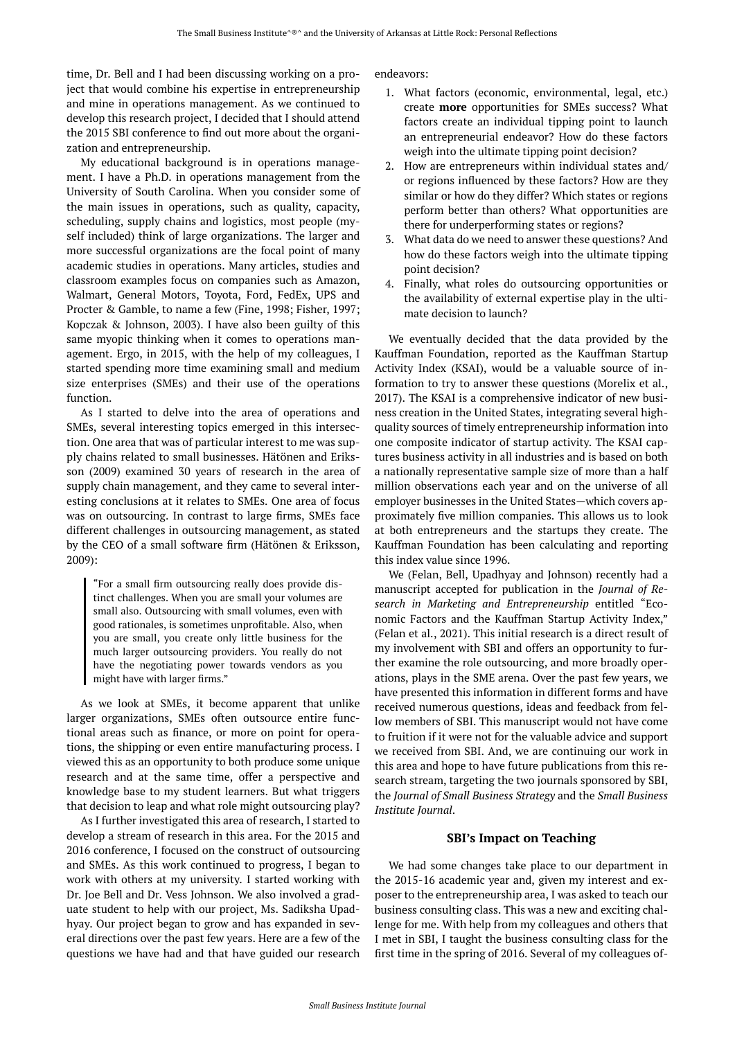time, Dr. Bell and I had been discussing working on a project that would combine his expertise in entrepreneurship and mine in operations management. As we continued to develop this research project, I decided that I should attend the 2015 SBI conference to find out more about the organization and entrepreneurship.

My educational background is in operations management. I have a Ph.D. in operations management from the University of South Carolina. When you consider some of the main issues in operations, such as quality, capacity, scheduling, supply chains and logistics, most people (myself included) think of large organizations. The larger and more successful organizations are the focal point of many academic studies in operations. Many articles, studies and classroom examples focus on companies such as Amazon, Walmart, General Motors, Toyota, Ford, FedEx, UPS and Procter & Gamble, to name a few (Fine, 1998; Fisher, 1997; Kopczak & Johnson, 2003). I have also been guilty of this same myopic thinking when it comes to operations management. Ergo, in 2015, with the help of my colleagues, I started spending more time examining small and medium size enterprises (SMEs) and their use of the operations function.

As I started to delve into the area of operations and SMEs, several interesting topics emerged in this intersection. One area that was of particular interest to me was supply chains related to small businesses. Hätönen and Eriksson (2009) examined 30 years of research in the area of supply chain management, and they came to several interesting conclusions at it relates to SMEs. One area of focus was on outsourcing. In contrast to large firms, SMEs face different challenges in outsourcing management, as stated by the CEO of a small software firm (Hätönen & Eriksson, 2009):

> "For a small firm outsourcing really does provide distinct challenges. When you are small your volumes are small also. Outsourcing with small volumes, even with good rationales, is sometimes unprofitable. Also, when you are small, you create only little business for the much larger outsourcing providers. You really do not have the negotiating power towards vendors as you might have with larger firms."

As we look at SMEs, it become apparent that unlike larger organizations, SMEs often outsource entire functional areas such as finance, or more on point for operations, the shipping or even entire manufacturing process. I viewed this as an opportunity to both produce some unique research and at the same time, offer a perspective and knowledge base to my student learners. But what triggers that decision to leap and what role might outsourcing play?

As I further investigated this area of research, I started to develop a stream of research in this area. For the 2015 and 2016 conference, I focused on the construct of outsourcing and SMEs. As this work continued to progress, I began to work with others at my university. I started working with Dr. Joe Bell and Dr. Vess Johnson. We also involved a graduate student to help with our project, Ms. Sadiksha Upadhyay. Our project began to grow and has expanded in several directions over the past few years. Here are a few of the questions we have had and that have guided our research endeavors:

1. What factors (economic, environmental, legal, etc.) create **more** opportunities for SMEs success? What factors create an individual tipping point to launch an entrepreneurial endeavor? How do these factors weigh into the ultimate tipping point decision?
2. How are entrepreneurs within individual states and/or regions influenced by these factors? How are they similar or how do they differ? Which states or regions perform better than others? What opportunities are there for underperforming states or regions?
3. What data do we need to answer these questions? And how do these factors weigh into the ultimate tipping point decision?
4. Finally, what roles do outsourcing opportunities or the availability of external expertise play in the ultimate decision to launch?

We eventually decided that the data provided by the Kauffman Foundation, reported as the Kauffman Startup Activity Index (KSAI), would be a valuable source of information to try to answer these questions (Morelix et al., 2017). The KSAI is a comprehensive indicator of new business creation in the United States, integrating several high-quality sources of timely entrepreneurship information into one composite indicator of startup activity. The KSAI captures business activity in all industries and is based on both a nationally representative sample size of more than a half million observations each year and on the universe of all employer businesses in the United States—which covers approximately five million companies. This allows us to look at both entrepreneurs and the startups they create. The Kauffman Foundation has been calculating and reporting this index value since 1996.

We (Felan, Bell, Upadhyay and Johnson) recently had a manuscript accepted for publication in the *Journal of Research in Marketing and Entrepreneurship* entitled "Economic Factors and the Kauffman Startup Activity Index," (Felan et al., 2021). This initial research is a direct result of my involvement with SBI and offers an opportunity to further examine the role outsourcing, and more broadly operations, plays in the SME arena. Over the past few years, we have presented this information in different forms and have received numerous questions, ideas and feedback from fellow members of SBI. This manuscript would not have come to fruition if it were not for the valuable advice and support we received from SBI. And, we are continuing our work in this area and hope to have future publications from this research stream, targeting the two journals sponsored by SBI, the *Journal of Small Business Strategy* and the *Small Business Institute Journal*.

## SBI's Impact on Teaching

We had some changes take place to our department in the 2015-16 academic year and, given my interest and exposure to the entrepreneurship area, I was asked to teach our business consulting class. This was a new and exciting challenge for me. With help from my colleagues and others that I met in SBI, I taught the business consulting class for the first time in the spring of 2016. Several of my colleagues of-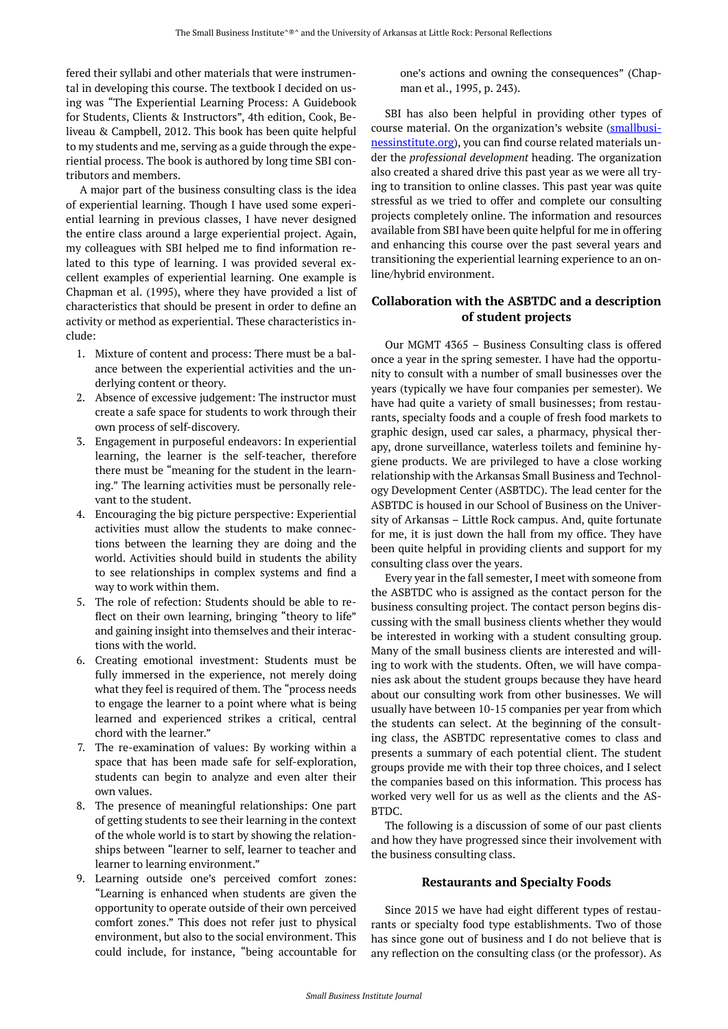fered their syllabi and other materials that were instrumental in developing this course. The textbook I decided on using was "The Experiential Learning Process: A Guidebook for Students, Clients & Instructors", 4th edition, Cook, Belliveau & Campbell, 2012. This book has been quite helpful to my students and me, serving as a guide through the experiential process. The book is authored by long time SBI contributors and members.

A major part of the business consulting class is the idea of experiential learning. Though I have used some experiential learning in previous classes, I have never designed the entire class around a large experiential project. Again, my colleagues with SBI helped me to find information related to this type of learning. I was provided several excellent examples of experiential learning. One example is Chapman et al. (1995), where they have provided a list of characteristics that should be present in order to define an activity or method as experiential. These characteristics include:

1. Mixture of content and process: There must be a balance between the experiential activities and the underlying content or theory.
2. Absence of excessive judgement: The instructor must create a safe space for students to work through their own process of self-discovery.
3. Engagement in purposeful endeavors: In experiential learning, the learner is the self-teacher, therefore there must be "meaning for the student in the learning." The learning activities must be personally relevant to the student.
4. Encouraging the big picture perspective: Experiential activities must allow the students to make connections between the learning they are doing and the world. Activities should build in students the ability to see relationships in complex systems and find a way to work within them.
5. The role of refection: Students should be able to reflect on their own learning, bringing "theory to life" and gaining insight into themselves and their interactions with the world.
6. Creating emotional investment: Students must be fully immersed in the experience, not merely doing what they feel is required of them. The "process needs to engage the learner to a point where what is being learned and experienced strikes a critical, central chord with the learner."
7. The re-examination of values: By working within a space that has been made safe for self-exploration, students can begin to analyze and even alter their own values.
8. The presence of meaningful relationships: One part of getting students to see their learning in the context of the whole world is to start by showing the relationships between "learner to self, learner to teacher and learner to learning environment."
9. Learning outside one's perceived comfort zones: "Learning is enhanced when students are given the opportunity to operate outside of their own perceived comfort zones." This does not refer just to physical environment, but also to the social environment. This could include, for instance, "being accountable for one's actions and owning the consequences" (Chapman et al., 1995, p. 243).

SBI has also been helpful in providing other types of course material. On the organization's website (smallbusinessinstitute.org), you can find course related materials under the *professional development* heading. The organization also created a shared drive this past year as we were all trying to transition to online classes. This past year was quite stressful as we tried to offer and complete our consulting projects completely online. The information and resources available from SBI have been quite helpful for me in offering and enhancing this course over the past several years and transitioning the experiential learning experience to an online/hybrid environment.

## Collaboration with the ASBTDC and a description of student projects

Our MGMT 4365 – Business Consulting class is offered once a year in the spring semester. I have had the opportunity to consult with a number of small businesses over the years (typically we have four companies per semester). We have had quite a variety of small businesses; from restaurants, specialty foods and a couple of fresh food markets to graphic design, used car sales, a pharmacy, physical therapy, drone surveillance, waterless toilets and feminine hygiene products. We are privileged to have a close working relationship with the Arkansas Small Business and Technology Development Center (ASBTDC). The lead center for the ASBTDC is housed in our School of Business on the University of Arkansas – Little Rock campus. And, quite fortunate for me, it is just down the hall from my office. They have been quite helpful in providing clients and support for my consulting class over the years.

Every year in the fall semester, I meet with someone from the ASBTDC who is assigned as the contact person for the business consulting project. The contact person begins discussing with the small business clients whether they would be interested in working with a student consulting group. Many of the small business clients are interested and willing to work with the students. Often, we will have companies ask about the student groups because they have heard about our consulting work from other businesses. We will usually have between 10-15 companies per year from which the students can select. At the beginning of the consulting class, the ASBTDC representative comes to class and presents a summary of each potential client. The student groups provide me with their top three choices, and I select the companies based on this information. This process has worked very well for us as well as the clients and the ASBTDC.

The following is a discussion of some of our past clients and how they have progressed since their involvement with the business consulting class.

### Restaurants and Specialty Foods

Since 2015 we have had eight different types of restaurants or specialty food type establishments. Two of those has since gone out of business and I do not believe that is any reflection on the consulting class (or the professor). As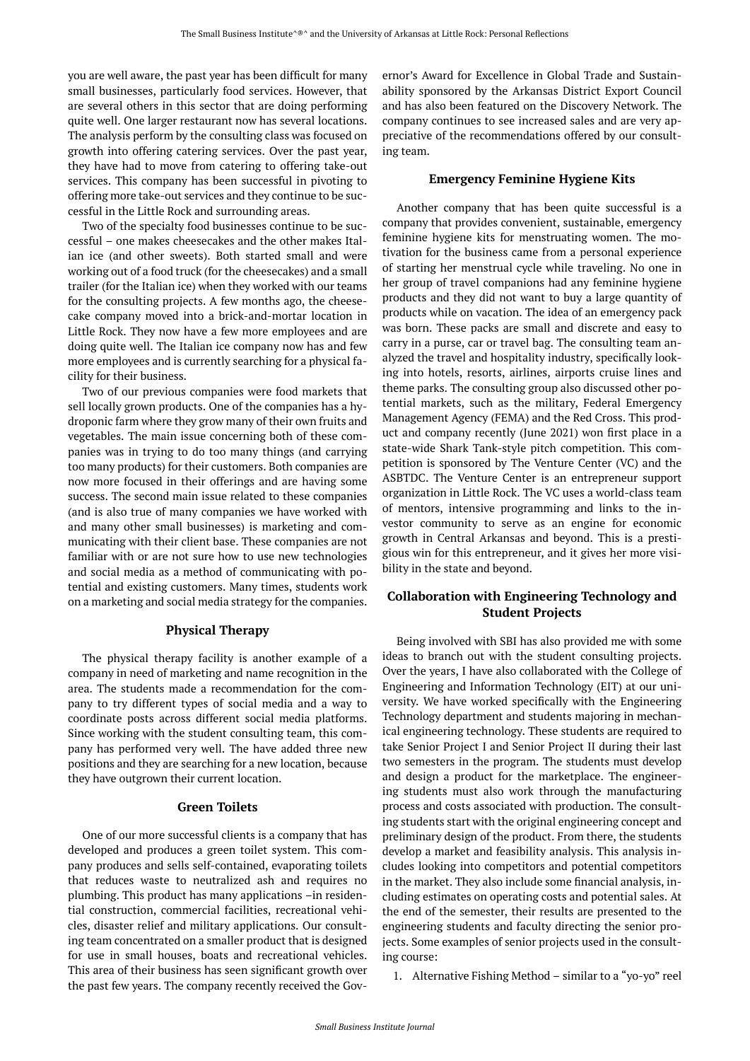you are well aware, the past year has been difficult for many small businesses, particularly food services. However, that are several others in this sector that are doing performing quite well. One larger restaurant now has several locations. The analysis perform by the consulting class was focused on growth into offering catering services. Over the past year, they have had to move from catering to offering take-out services. This company has been successful in pivoting to offering more take-out services and they continue to be successful in the Little Rock and surrounding areas.

Two of the specialty food businesses continue to be successful – one makes cheesecakes and the other makes Italian ice (and other sweets). Both started small and were working out of a food truck (for the cheesecakes) and a small trailer (for the Italian ice) when they worked with our teams for the consulting projects. A few months ago, the cheesecake company moved into a brick-and-mortar location in Little Rock. They now have a few more employees and are doing quite well. The Italian ice company now has and few more employees and is currently searching for a physical facility for their business.

Two of our previous companies were food markets that sell locally grown products. One of the companies has a hydroponic farm where they grow many of their own fruits and vegetables. The main issue concerning both of these companies was in trying to do too many things (and carrying too many products) for their customers. Both companies are now more focused in their offerings and are having some success. The second main issue related to these companies (and is also true of many companies we have worked with and many other small businesses) is marketing and communicating with their client base. These companies are not familiar with or are not sure how to use new technologies and social media as a method of communicating with potential and existing customers. Many times, students work on a marketing and social media strategy for the companies.

### Physical Therapy

The physical therapy facility is another example of a company in need of marketing and name recognition in the area. The students made a recommendation for the company to try different types of social media and a way to coordinate posts across different social media platforms. Since working with the student consulting team, this company has performed very well. The have added three new positions and they are searching for a new location, because they have outgrown their current location.

### Green Toilets

One of our more successful clients is a company that has developed and produces a green toilet system. This company produces and sells self-contained, evaporating toilets that reduces waste to neutralized ash and requires no plumbing. This product has many applications –in residential construction, commercial facilities, recreational vehicles, disaster relief and military applications. Our consulting team concentrated on a smaller product that is designed for use in small houses, boats and recreational vehicles. This area of their business has seen significant growth over the past few years. The company recently received the Governor's Award for Excellence in Global Trade and Sustainability sponsored by the Arkansas District Export Council and has also been featured on the Discovery Network. The company continues to see increased sales and are very appreciative of the recommendations offered by our consulting team.

### Emergency Feminine Hygiene Kits

Another company that has been quite successful is a company that provides convenient, sustainable, emergency feminine hygiene kits for menstruating women. The motivation for the business came from a personal experience of starting her menstrual cycle while traveling. No one in her group of travel companions had any feminine hygiene products and they did not want to buy a large quantity of products while on vacation. The idea of an emergency pack was born. These packs are small and discrete and easy to carry in a purse, car or travel bag. The consulting team analyzed the travel and hospitality industry, specifically looking into hotels, resorts, airlines, airports cruise lines and theme parks. The consulting group also discussed other potential markets, such as the military, Federal Emergency Management Agency (FEMA) and the Red Cross. This product and company recently (June 2021) won first place in a state-wide Shark Tank-style pitch competition. This competition is sponsored by The Venture Center (VC) and the ASBTDC. The Venture Center is an entrepreneur support organization in Little Rock. The VC uses a world-class team of mentors, intensive programming and links to the investor community to serve as an engine for economic growth in Central Arkansas and beyond. This is a prestigious win for this entrepreneur, and it gives her more visibility in the state and beyond.

## Collaboration with Engineering Technology and Student Projects

Being involved with SBI has also provided me with some ideas to branch out with the student consulting projects. Over the years, I have also collaborated with the College of Engineering and Information Technology (EIT) at our university. We have worked specifically with the Engineering Technology department and students majoring in mechanical engineering technology. These students are required to take Senior Project I and Senior Project II during their last two semesters in the program. The students must develop and design a product for the marketplace. The engineering students must also work through the manufacturing process and costs associated with production. The consulting students start with the original engineering concept and preliminary design of the product. From there, the students develop a market and feasibility analysis. This analysis includes looking into competitors and potential competitors in the market. They also include some financial analysis, including estimates on operating costs and potential sales. At the end of the semester, their results are presented to the engineering students and faculty directing the senior projects. Some examples of senior projects used in the consulting course:

1. Alternative Fishing Method – similar to a "yo-yo" reel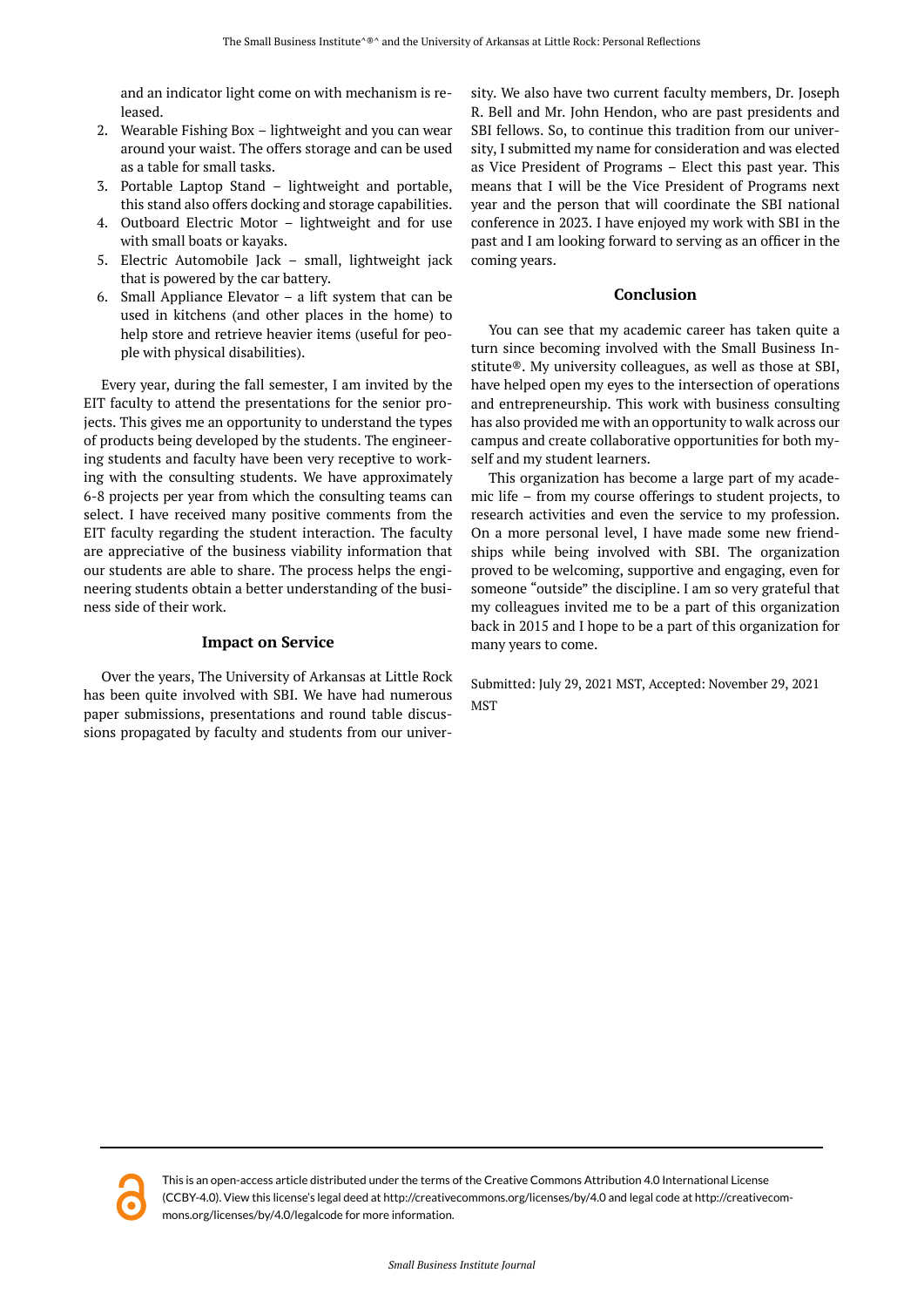and an indicator light come on with mechanism is released.

2. Wearable Fishing Box – lightweight and you can wear around your waist. The offers storage and can be used as a table for small tasks.
3. Portable Laptop Stand – lightweight and portable, this stand also offers docking and storage capabilities.
4. Outboard Electric Motor – lightweight and for use with small boats or kayaks.
5. Electric Automobile Jack – small, lightweight jack that is powered by the car battery.
6. Small Appliance Elevator – a lift system that can be used in kitchens (and other places in the home) to help store and retrieve heavier items (useful for people with physical disabilities).

Every year, during the fall semester, I am invited by the EIT faculty to attend the presentations for the senior projects. This gives me an opportunity to understand the types of products being developed by the students. The engineering students and faculty have been very receptive to working with the consulting students. We have approximately 6-8 projects per year from which the consulting teams can select. I have received many positive comments from the EIT faculty regarding the student interaction. The faculty are appreciative of the business viability information that our students are able to share. The process helps the engineering students obtain a better understanding of the business side of their work.

## Impact on Service

Over the years, The University of Arkansas at Little Rock has been quite involved with SBI. We have had numerous paper submissions, presentations and round table discussions propagated by faculty and students from our university. We also have two current faculty members, Dr. Joseph R. Bell and Mr. John Hendon, who are past presidents and SBI fellows. So, to continue this tradition from our university, I submitted my name for consideration and was elected as Vice President of Programs – Elect this past year. This means that I will be the Vice President of Programs next year and the person that will coordinate the SBI national conference in 2023. I have enjoyed my work with SBI in the past and I am looking forward to serving as an officer in the coming years.

## Conclusion

You can see that my academic career has taken quite a turn since becoming involved with the Small Business Institute®. My university colleagues, as well as those at SBI, have helped open my eyes to the intersection of operations and entrepreneurship. This work with business consulting has also provided me with an opportunity to walk across our campus and create collaborative opportunities for both myself and my student learners.

This organization has become a large part of my academic life – from my course offerings to student projects, to research activities and even the service to my profession. On a more personal level, I have made some new friendships while being involved with SBI. The organization proved to be welcoming, supportive and engaging, even for someone "outside" the discipline. I am so very grateful that my colleagues invited me to be a part of this organization back in 2015 and I hope to be a part of this organization for many years to come.

Submitted: July 29, 2021 MST, Accepted: November 29, 2021 MST

This is an open-access article distributed under the terms of the Creative Commons Attribution 4.0 International License (CCBY-4.0). View this license's legal deed at http://creativecommons.org/licenses/by/4.0 and legal code at http://creativecommons.org/licenses/by/4.0/legalcode for more information.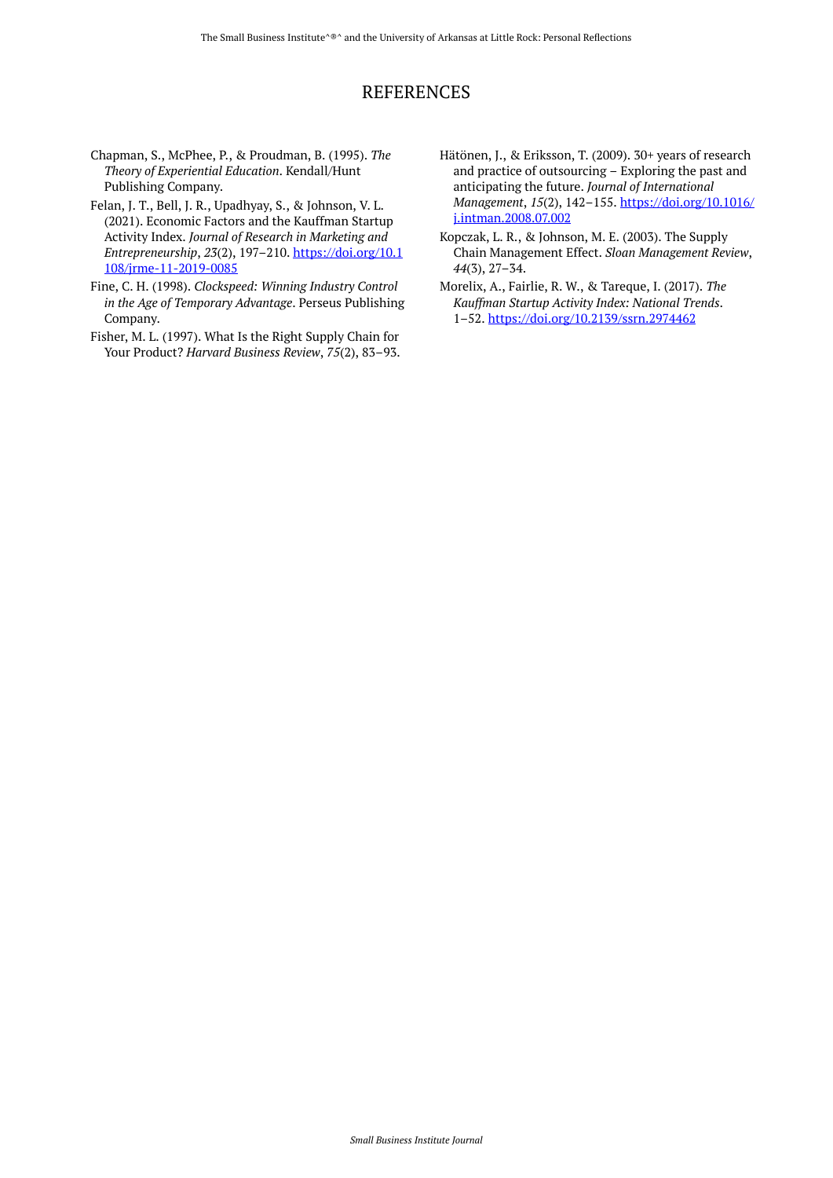# REFERENCES

Chapman, S., McPhee, P., & Proudman, B. (1995). *The Theory of Experiential Education*. Kendall/Hunt Publishing Company.

Felan, J. T., Bell, J. R., Upadhyay, S., & Johnson, V. L. (2021). Economic Factors and the Kauffman Startup Activity Index. *Journal of Research in Marketing and Entrepreneurship*, *23*(2), 197–210. https://doi.org/10.1108/jrme-11-2019-0085

Fine, C. H. (1998). *Clockspeed: Winning Industry Control in the Age of Temporary Advantage*. Perseus Publishing Company.

Fisher, M. L. (1997). What Is the Right Supply Chain for Your Product? *Harvard Business Review*, *75*(2), 83–93.

Hätönen, J., & Eriksson, T. (2009). 30+ years of research and practice of outsourcing – Exploring the past and anticipating the future. *Journal of International Management*, *15*(2), 142–155. https://doi.org/10.1016/j.intman.2008.07.002

Kopczak, L. R., & Johnson, M. E. (2003). The Supply Chain Management Effect. *Sloan Management Review*, *44*(3), 27–34.

Morelix, A., Fairlie, R. W., & Tareque, I. (2017). *The Kauffman Startup Activity Index: National Trends*. 1–52. https://doi.org/10.2139/ssrn.2974462